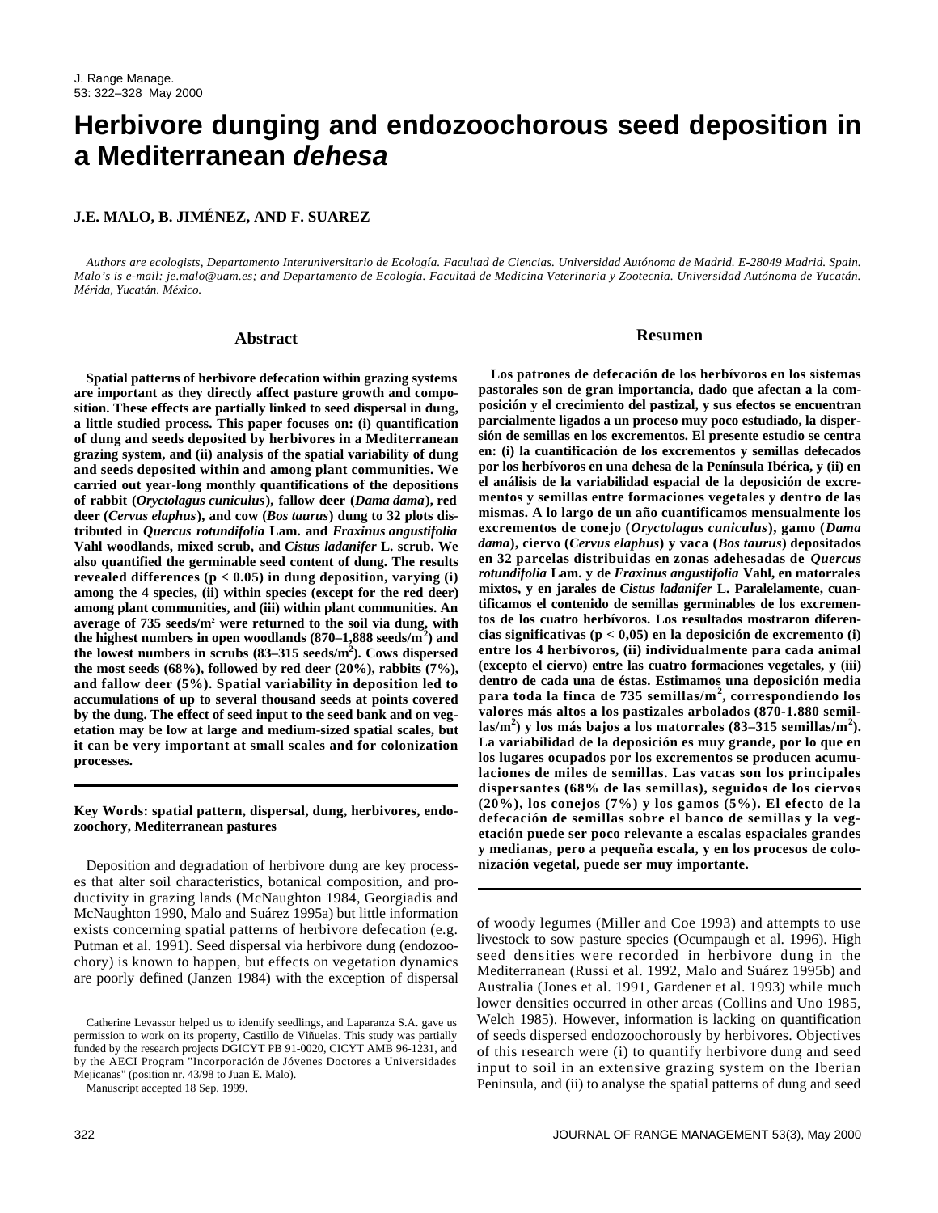# Herbivore dunging and endozoochorous seed deposition in a Mediterranean *dehesa*

**J.E. MALO, B. JIMÉNEZ, AND F. SUAREZ**

*Authors are ecologists, Departamento Interuniversitario de Ecología. Facultad de Ciencias. Universidad Autónoma de Madrid. E-28049 Madrid. Spain. Malo's is e-mail: je.malo@uam.es; and Departamento de Ecología. Facultad de Medicina Veterinaria y Zootecnia. Universidad Autónoma de Yucatán. Mérida, Yucatán. México.*

## Abstract

**Spatial patterns of herbivore defecation within grazing systems are important as they directly affect pasture growth and composition. These effects are partially linked to seed dispersal in dung, a little studied process. This paper focuses on: (i) quantification of dung and seeds deposited by herbivores in a Mediterranean grazing system, and (ii) analysis of the spatial variability of dung and seeds deposited within and among plant communities. We carried out year-long monthly quantifications of the depositions of rabbit (*Oryctolagus cuniculus*), fallow deer (*Dama dama*), red deer (*Cervus elaphus*), and cow (*Bos taurus*) dung to 32 plots distributed in *Quercus rotundifolia* Lam. and *Fraxinus angustifolia* Vahl woodlands, mixed scrub, and *Cistus ladanifer* L. scrub. We also quantified the germinable seed content of dung. The results revealed differences ($p < 0.05$) in dung deposition, varying (i) among the 4 species, (ii) within species (except for the red deer) among plant communities, and (iii) within plant communities. An average of 735 seeds/m$^2$ were returned to the soil via dung, with the highest numbers in open woodlands (870–1,888 seeds/m$^2$) and the lowest numbers in scrubs (83–315 seeds/m$^2$). Cows dispersed the most seeds (68%), followed by red deer (20%), rabbits (7%), and fallow deer (5%). Spatial variability in deposition led to accumulations of up to several thousand seeds at points covered by the dung. The effect of seed input to the seed bank and on vegetation may be low at large and medium-sized spatial scales, but it can be very important at small scales and for colonization processes.**

## Resumen

**Los patrones de defecación de los herbívoros en los sistemas pastorales son de gran importancia, dado que afectan a la composición y el crecimiento del pastizal, y sus efectos se encuentran parcialmente ligados a un proceso muy poco estudiado, la dispersión de semillas en los excrementos. El presente estudio se centra en: (i) la cuantificación de los excrementos y semillas defecados por los herbívoros en una dehesa de la Península Ibérica, y (ii) en el análisis de la variabilidad espacial de la deposición de excrementos y semillas entre formaciones vegetales y dentro de las mismas. A lo largo de un año cuantificamos mensualmente los excrementos de conejo (*Oryctolagus cuniculus*), gamo (*Dama dama*), ciervo (*Cervus elaphus*) y vaca (*Bos taurus*) depositados en 32 parcelas distribuidas en zonas adehesadas de *Quercus rotundifolia* Lam. y de *Fraxinus angustifolia* Vahl, en matorrales mixtos, y en jarales de *Cistus ladanifer* L. Paralelamente, cuantificamos el contenido de semillas germinables de los excrementos de los cuatro herbívoros. Los resultados mostraron diferencias significativas ($p < 0,05$) en la deposición de excremento (i) entre los 4 herbívoros, (ii) individualmente para cada animal (excepto el ciervo) entre las cuatro formaciones vegetales, y (iii) dentro de cada una de éstas. Estimamos una deposición media para toda la finca de 735 semillas/m$^2$, correspondiendo los valores más altos a los pastizales arbolados (870-1.880 semillas/m$^2$) y los más bajos a los matorrales (83–315 semillas/m$^2$). La variabilidad de la deposición es muy grande, por lo que en los lugares ocupados por los excrementos se producen acumulaciones de miles de semillas. Las vacas son los principales dispersantes (68% de las semillas), seguidos de los ciervos (20%), los conejos (7%) y los gamos (5%). El efecto de la defecación de semillas sobre el banco de semillas y la vegetación puede ser poco relevante a escalas espaciales grandes y medianas, pero a pequeña escala, y en los procesos de colonización vegetal, puede ser muy importante.**

**Key Words: spatial pattern, dispersal, dung, herbivores, endozoochory, Mediterranean pastures**

Deposition and degradation of herbivore dung are key processes that alter soil characteristics, botanical composition, and productivity in grazing lands (McNaughton 1984, Georgiadis and McNaughton 1990, Malo and Suárez 1995a) but little information exists concerning spatial patterns of herbivore defecation (e.g. Putman et al. 1991). Seed dispersal via herbivore dung (endozoochory) is known to happen, but effects on vegetation dynamics are poorly defined (Janzen 1984) with the exception of dispersal of woody legumes (Miller and Coe 1993) and attempts to use livestock to sow pasture species (Ocumpaugh et al. 1996). High seed densities were recorded in herbivore dung in the Mediterranean (Russi et al. 1992, Malo and Suárez 1995b) and Australia (Jones et al. 1991, Gardener et al. 1993) while much lower densities occurred in other areas (Collins and Uno 1985, Welch 1985). However, information is lacking on quantification of seeds dispersed endozoochorously by herbivores. Objectives of this research were (i) to quantify herbivore dung and seed input to soil in an extensive grazing system on the Iberian Peninsula, and (ii) to analyse the spatial patterns of dung and seed

---

Catherine Levassor helped us to identify seedlings, and Laparanza S.A. gave us permission to work on its property, Castillo de Viñuelas. This study was partially funded by the research projects DGICYT PB 91-0020, CICYT AMB 96-1231, and by the AECI Program "Incorporación de Jóvenes Doctores a Universidades Mejicanas" (position nr. 43/98 to Juan E. Malo).

Manuscript accepted 18 Sep. 1999.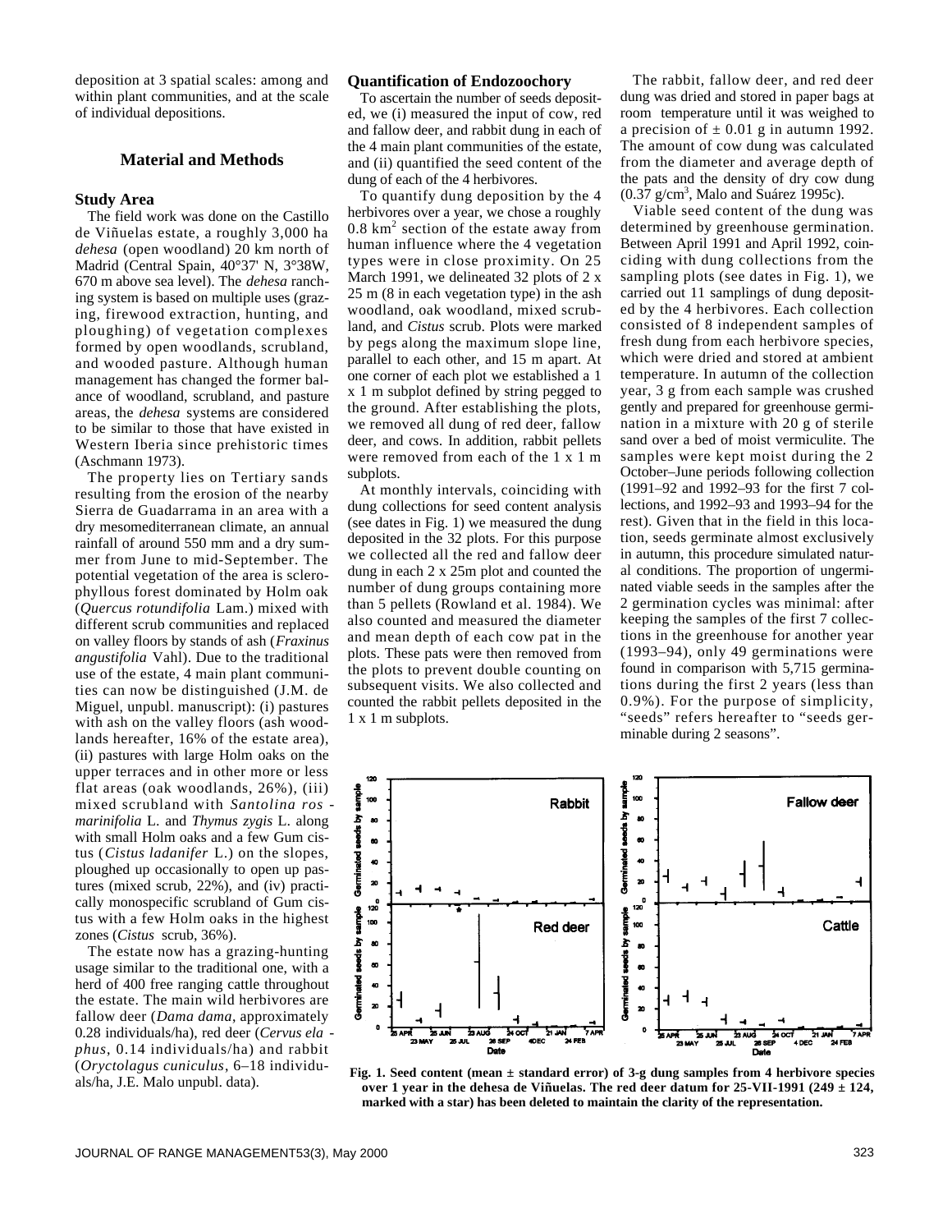deposition at 3 spatial scales: among and within plant communities, and at the scale of individual depositions.

## Material and Methods

### Study Area

The field work was done on the Castillo de Viñuelas estate, a roughly 3,000 ha *dehesa* (open woodland) 20 km north of Madrid (Central Spain, 40°37' N, 3°38W, 670 m above sea level). The *dehesa* ranching system is based on multiple uses (grazing, firewood extraction, hunting, and ploughing) of vegetation complexes formed by open woodlands, scrubland, and wooded pasture. Although human management has changed the former balance of woodland, scrubland, and pasture areas, the *dehesa* systems are considered to be similar to those that have existed in Western Iberia since prehistoric times (Aschmann 1973).

The property lies on Tertiary sands resulting from the erosion of the nearby Sierra de Guadarrama in an area with a dry mesomediterranean climate, an annual rainfall of around 550 mm and a dry summer from June to mid-September. The potential vegetation of the area is sclerophyllous forest dominated by Holm oak (*Quercus rotundifolia* Lam.) mixed with different scrub communities and replaced on valley floors by stands of ash (*Fraxinus angustifolia* Vahl). Due to the traditional use of the estate, 4 main plant communities can now be distinguished (J.M. de Miguel, unpubl. manuscript): (i) pastures with ash on the valley floors (ash woodlands hereafter, 16% of the estate area), (ii) pastures with large Holm oaks on the upper terraces and in other more or less flat areas (oak woodlands, 26%), (iii) mixed scrubland with *Santolina rosmarinifolia* L. and *Thymus zygis* L. along with small Holm oaks and a few Gum cistus (*Cistus ladanifer* L.) on the slopes, ploughed up occasionally to open up pastures (mixed scrub, 22%), and (iv) practically monospecific scrubland of Gum cistus with a few Holm oaks in the highest zones (*Cistus* scrub, 36%).

The estate now has a grazing-hunting usage similar to the traditional one, with a herd of 400 free ranging cattle throughout the estate. The main wild herbivores are fallow deer (*Dama dama*, approximately 0.28 individuals/ha), red deer (*Cervus elaphus*, 0.14 individuals/ha) and rabbit (*Oryctolagus cuniculus*, 6–18 individuals/ha, J.E. Malo unpubl. data).

### Quantification of Endozoochory

To ascertain the number of seeds deposited, we (i) measured the input of cow, red and fallow deer, and rabbit dung in each of the 4 main plant communities of the estate, and (ii) quantified the seed content of the dung of each of the 4 herbivores.

To quantify dung deposition by the 4 herbivores over a year, we chose a roughly 0.8 km$^2$ section of the estate away from human influence where the 4 vegetation types were in close proximity. On 25 March 1991, we delineated 32 plots of 2 x 25 m (8 in each vegetation type) in the ash woodland, oak woodland, mixed scrubland, and *Cistus* scrub. Plots were marked by pegs along the maximum slope line, parallel to each other, and 15 m apart. At one corner of each plot we established a 1 x 1 m subplot defined by string pegged to the ground. After establishing the plots, we removed all dung of red deer, fallow deer, and cows. In addition, rabbit pellets were removed from each of the 1 x 1 m subplots.

At monthly intervals, coinciding with dung collections for seed content analysis (see dates in Fig. 1) we measured the dung deposited in the 32 plots. For this purpose we collected all the red and fallow deer dung in each 2 x 25m plot and counted the number of dung groups containing more than 5 pellets (Rowland et al. 1984). We also counted and measured the diameter and mean depth of each cow pat in the plots. These pats were then removed from the plots to prevent double counting on subsequent visits. We also collected and counted the rabbit pellets deposited in the 1 x 1 m subplots.

The rabbit, fallow deer, and red deer dung was dried and stored in paper bags at room temperature until it was weighed to a precision of ± 0.01 g in autumn 1992. The amount of cow dung was calculated from the diameter and average depth of the pats and the density of dry cow dung (0.37 g/cm$^3$, Malo and Suárez 1995c).

Viable seed content of the dung was determined by greenhouse germination. Between April 1991 and April 1992, coinciding with dung collections from the sampling plots (see dates in Fig. 1), we carried out 11 samplings of dung deposited by the 4 herbivores. Each collection consisted of 8 independent samples of fresh dung from each herbivore species, which were dried and stored at ambient temperature. In autumn of the collection year, 3 g from each sample was crushed gently and prepared for greenhouse germination in a mixture with 20 g of sterile sand over a bed of moist vermiculite. The samples were kept moist during the 2 October–June periods following collection (1991–92 and 1992–93 for the first 7 collections, and 1992–93 and 1993–94 for the rest). Given that in the field in this location, seeds germinate almost exclusively in autumn, this procedure simulated natural conditions. The proportion of ungerminated viable seeds in the samples after the 2 germination cycles was minimal: after keeping the samples of the first 7 collections in the greenhouse for another year (1993–94), only 49 germinations were found in comparison with 5,715 germinations during the first 2 years (less than 0.9%). For the purpose of simplicity, "seeds" refers hereafter to "seeds germinable during 2 seasons".

**Fig. 1. Seed content (mean ± standard error) of 3-g dung samples from 4 herbivore species over 1 year in the dehesa de Viñuelas. The red deer datum for 25-VII-1991 (249 ± 124, marked with a star) has been deleted to maintain the clarity of the representation.**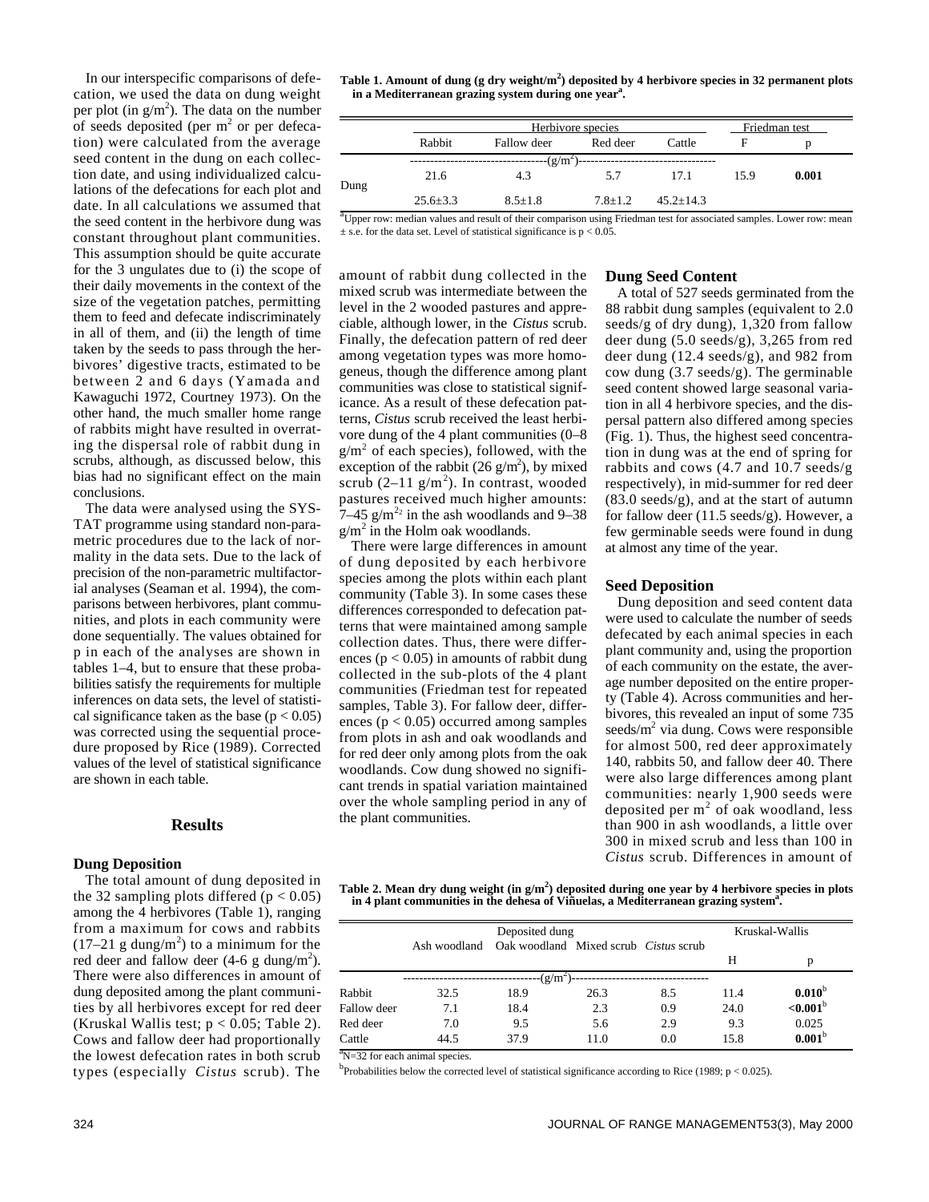In our interspecific comparisons of defecation, we used the data on dung weight per plot (in g/m$^2$). The data on the number of seeds deposited (per m$^2$ or per defecation) were calculated from the average seed content in the dung on each collection date, and using individualized calculations of the defecations for each plot and date. In all calculations we assumed that the seed content in the herbivore dung was constant throughout plant communities. This assumption should be quite accurate for the 3 ungulates due to (i) the scope of their daily movements in the context of the size of the vegetation patches, permitting them to feed and defecate indiscriminately in all of them, and (ii) the length of time taken by the seeds to pass through the herbivores' digestive tracts, estimated to be between 2 and 6 days (Yamada and Kawaguchi 1972, Courtney 1973). On the other hand, the much smaller home range of rabbits might have resulted in overrating the dispersal role of rabbit dung in scrubs, although, as discussed below, this bias had no significant effect on the main conclusions.

The data were analysed using the SYSTAT programme using standard non-parametric procedures due to the lack of normality in the data sets. Due to the lack of precision of the non-parametric multifactorial analyses (Seaman et al. 1994), the comparisons between herbivores, plant communities, and plots in each community were done sequentially. The values obtained for p in each of the analyses are shown in tables 1–4, but to ensure that these probabilities satisfy the requirements for multiple inferences on data sets, the level of statistical significance taken as the base ($p < 0.05$) was corrected using the sequential procedure proposed by Rice (1989). Corrected values of the level of statistical significance are shown in each table.

## Results

### Dung Deposition

The total amount of dung deposited in the 32 sampling plots differed ($p < 0.05$) among the 4 herbivores (Table 1), ranging from a maximum for cows and rabbits (17–21 g dung/m$^2$) to a minimum for the red deer and fallow deer (4-6 g dung/m$^2$). There were also differences in amount of dung deposited among the plant communities by all herbivores except for red deer (Kruskal Wallis test; $p < 0.05$; Table 2). Cows and fallow deer had proportionally the lowest defecation rates in both scrub types (especially *Cistus* scrub). The amount of rabbit dung collected in the mixed scrub was intermediate between the level in the 2 wooded pastures and appreciable, although lower, in the *Cistus* scrub. Finally, the defecation pattern of red deer among vegetation types was more homogeneus, though the difference among plant communities was close to statistical significance. As a result of these defecation patterns, *Cistus* scrub received the least herbivore dung of the 4 plant communities (0–8 g/m$^2$ of each species), followed, with the exception of the rabbit (26 g/m$^2$), by mixed scrub (2–11 g/m$^2$). In contrast, wooded pastures received much higher amounts: 7–45 g/m$^2$ in the ash woodlands and 9–38 g/m$^2$ in the Holm oak woodlands.

There were large differences in amount of dung deposited by each herbivore species among the plots within each plant community (Table 3). In some cases these differences corresponded to defecation patterns that were maintained among sample collection dates. Thus, there were differences ($p < 0.05$) in amounts of rabbit dung collected in the sub-plots of the 4 plant communities (Friedman test for repeated samples, Table 3). For fallow deer, differences ($p < 0.05$) occurred among samples from plots in ash and oak woodlands and for red deer only among plots from the oak woodlands. Cow dung showed no significant trends in spatial variation maintained over the whole sampling period in any of the plant communities.

**Table 1. Amount of dung (g dry weight/m$^2$) deposited by 4 herbivore species in 32 permanent plots in a Mediterranean grazing system during one year[a].**

| | Herbivore species | | | | Friedman test | |
|---|---|---|---|---|---|---|
| | Rabbit | Fallow deer | Red deer | Cattle | F | p |
| | (g/m$^2$) | | | | | |
| Dung | 21.6 | 4.3 | 5.7 | 17.1 | 15.9 | **0.001** |
| | 25.6±3.3 | 8.5±1.8 | 7.8±1.2 | 45.2±14.3 | | |

[a]Upper row: median values and result of their comparison using Friedman test for associated samples. Lower row: mean ± s.e. for the data set. Level of statistical significance is $p < 0.05$.

### Dung Seed Content

A total of 527 seeds germinated from the 88 rabbit dung samples (equivalent to 2.0 seeds/g of dry dung), 1,320 from fallow deer dung (5.0 seeds/g), 3,265 from red deer dung (12.4 seeds/g), and 982 from cow dung (3.7 seeds/g). The germinable seed content showed large seasonal variation in all 4 herbivore species, and the dispersal pattern also differed among species (Fig. 1). Thus, the highest seed concentration in dung was at the end of spring for rabbits and cows (4.7 and 10.7 seeds/g respectively), in mid-summer for red deer (83.0 seeds/g), and at the start of autumn for fallow deer (11.5 seeds/g). However, a few germinable seeds were found in dung at almost any time of the year.

### Seed Deposition

Dung deposition and seed content data were used to calculate the number of seeds defecated by each animal species in each plant community and, using the proportion of each community on the estate, the average number deposited on the entire property (Table 4). Across communities and herbivores, this revealed an input of some 735 seeds/m$^2$ via dung. Cows were responsible for almost 500, red deer approximately 140, rabbits 50, and fallow deer 40. There were also large differences among plant communities: nearly 1,900 seeds were deposited per m$^2$ of oak woodland, less than 900 in ash woodlands, a little over 300 in mixed scrub and less than 100 in *Cistus* scrub. Differences in amount of

**Table 2. Mean dry dung weight (in g/m$^2$) deposited during one year by 4 herbivore species in plots in 4 plant communities in the dehesa of Viñuelas, a Mediterranean grazing system[a].**

| | Deposited dung | | | | Kruskal-Wallis | |
|---|---|---|---|---|---|---|
| | Ash woodland | Oak woodland | Mixed scrub | *Cistus* scrub | H | p |
| | (g/m$^2$) | | | | | |
| Rabbit | 32.5 | 18.9 | 26.3 | 8.5 | 11.4 | **0.010**[b] |
| Fallow deer | 7.1 | 18.4 | 2.3 | 0.9 | 24.0 | **<0.001**[b] |
| Red deer | 7.0 | 9.5 | 5.6 | 2.9 | 9.3 | 0.025 |
| Cattle | 44.5 | 37.9 | 11.0 | 0.0 | 15.8 | **0.001**[b] |

[a]N=32 for each animal species.

[b]Probabilities below the corrected level of statistical significance according to Rice (1989; $p < 0.025$).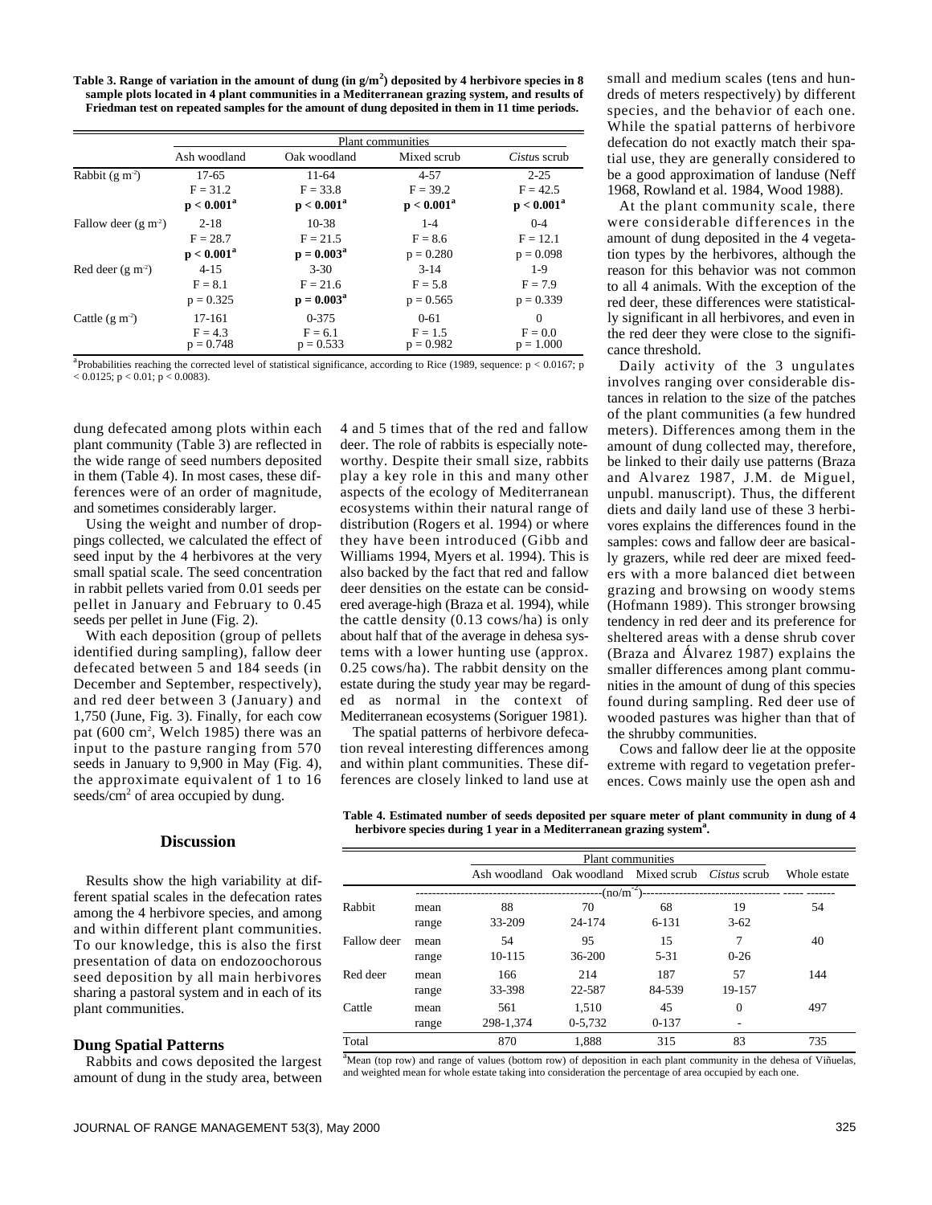**Table 3. Range of variation in the amount of dung (in g/m$^2$) deposited by 4 herbivore species in 8 sample plots located in 4 plant communities in a Mediterranean grazing system, and results of Friedman test on repeated samples for the amount of dung deposited in them in 11 time periods.**

| | Plant communities | | | |
|---|---|---|---|---|
| | Ash woodland | Oak woodland | Mixed scrub | *Cistus* scrub |
| Rabbit (g m$^{-2}$) | 17-65 | 11-64 | 4-57 | 2-25 |
| | F = 31.2 | F = 33.8 | F = 39.2 | F = 42.5 |
| | **p < 0.001**[a] | **p < 0.001**[a] | **p < 0.001**[a] | **p < 0.001**[a] |
| Fallow deer (g m$^{-2}$) | 2-18 | 10-38 | 1-4 | 0-4 |
| | F = 28.7 | F = 21.5 | F = 8.6 | F = 12.1 |
| | **p < 0.001**[a] | **p = 0.003**[a] | p = 0.280 | p = 0.098 |
| Red deer (g m$^{-2}$) | 4-15 | 3-30 | 3-14 | 1-9 |
| | F = 8.1 | F = 21.6 | F = 5.8 | F = 7.9 |
| | p = 0.325 | **p = 0.003**[a] | p = 0.565 | p = 0.339 |
| Cattle (g m$^{-2}$) | 17-161 | 0-375 | 0-61 | 0 |
| | F = 4.3 | F = 6.1 | F = 1.5 | F = 0.0 |
| | p = 0.748 | p = 0.533 | p = 0.982 | p = 1.000 |

[a]Probabilities reaching the corrected level of statistical significance, according to Rice (1989, sequence: p < 0.0167; p < 0.0125; p < 0.01; p < 0.0083).

dung defecated among plots within each plant community (Table 3) are reflected in the wide range of seed numbers deposited in them (Table 4). In most cases, these differences were of an order of magnitude, and sometimes considerably larger.

Using the weight and number of droppings collected, we calculated the effect of seed input by the 4 herbivores at the very small spatial scale. The seed concentration in rabbit pellets varied from 0.01 seeds per pellet in January and February to 0.45 seeds per pellet in June (Fig. 2).

With each deposition (group of pellets identified during sampling), fallow deer defecated between 5 and 184 seeds (in December and September, respectively), and red deer between 3 (January) and 1,750 (June, Fig. 3). Finally, for each cow pat (600 cm$^2$, Welch 1985) there was an input to the pasture ranging from 570 seeds in January to 9,900 in May (Fig. 4), the approximate equivalent of 1 to 16 seeds/cm$^2$ of area occupied by dung.

## Discussion

Results show the high variability at different spatial scales in the defecation rates among the 4 herbivore species, and among and within different plant communities. To our knowledge, this is also the first presentation of data on endozoochorous seed deposition by all main herbivores sharing a pastoral system and in each of its plant communities.

### Dung Spatial Patterns

Rabbits and cows deposited the largest amount of dung in the study area, between 4 and 5 times that of the red and fallow deer. The role of rabbits is especially noteworthy. Despite their small size, rabbits play a key role in this and many other aspects of the ecology of Mediterranean ecosystems within their natural range of distribution (Rogers et al. 1994) or where they have been introduced (Gibb and Williams 1994, Myers et al. 1994). This is also backed by the fact that red and fallow deer densities on the estate can be considered average-high (Braza et al. 1994), while the cattle density (0.13 cows/ha) is only about half that of the average in dehesa systems with a lower hunting use (approx. 0.25 cows/ha). The rabbit density on the estate during the study year may be regarded as normal in the context of Mediterranean ecosystems (Soriguer 1981).

The spatial patterns of herbivore defecation reveal interesting differences among and within plant communities. These differences are closely linked to land use at small and medium scales (tens and hundreds of meters respectively) by different species, and the behavior of each one. While the spatial patterns of herbivore defecation do not exactly match their spatial use, they are generally considered to be a good approximation of landuse (Neff 1968, Rowland et al. 1984, Wood 1988).

At the plant community scale, there were considerable differences in the amount of dung deposited in the 4 vegetation types by the herbivores, although the reason for this behavior was not common to all 4 animals. With the exception of the red deer, these differences were statistically significant in all herbivores, and even in the red deer they were close to the significance threshold.

Daily activity of the 3 ungulates involves ranging over considerable distances in relation to the size of the patches of the plant communities (a few hundred meters). Differences among them in the amount of dung collected may, therefore, be linked to their daily use patterns (Braza and Alvarez 1987, J.M. de Miguel, unpubl. manuscript). Thus, the different diets and daily land use of these 3 herbivores explains the differences found in the samples: cows and fallow deer are basically grazers, while red deer are mixed feeders with a more balanced diet between grazing and browsing on woody stems (Hofmann 1989). This stronger browsing tendency in red deer and its preference for sheltered areas with a dense shrub cover (Braza and Álvarez 1987) explains the smaller differences among plant communities in the amount of dung of this species found during sampling. Red deer use of wooded pastures was higher than that of the shrubby communities.

Cows and fallow deer lie at the opposite extreme with regard to vegetation preferences. Cows mainly use the open ash and

**Table 4. Estimated number of seeds deposited per square meter of plant community in dung of 4 herbivore species during 1 year in a Mediterranean grazing system[a].**

| | | Plant communities | | | | |
|---|---|---|---|---|---|---|
| | | Ash woodland | Oak woodland | Mixed scrub | *Cistus* scrub | Whole estate |
| | | (no/m$^{-2}$) | | | | |
| Rabbit | mean | 88 | 70 | 68 | 19 | 54 |
| | range | 33-209 | 24-174 | 6-131 | 3-62 | |
| Fallow deer | mean | 54 | 95 | 15 | 7 | 40 |
| | range | 10-115 | 36-200 | 5-31 | 0-26 | |
| Red deer | mean | 166 | 214 | 187 | 57 | 144 |
| | range | 33-398 | 22-587 | 84-539 | 19-157 | |
| Cattle | mean | 561 | 1,510 | 45 | 0 | 497 |
| | range | 298-1,374 | 0-5,732 | 0-137 | - | |
| Total | | 870 | 1,888 | 315 | 83 | 735 |

[a]Mean (top row) and range of values (bottom row) of deposition in each plant community in the dehesa of Viñuelas, and weighted mean for whole estate taking into consideration the percentage of area occupied by each one.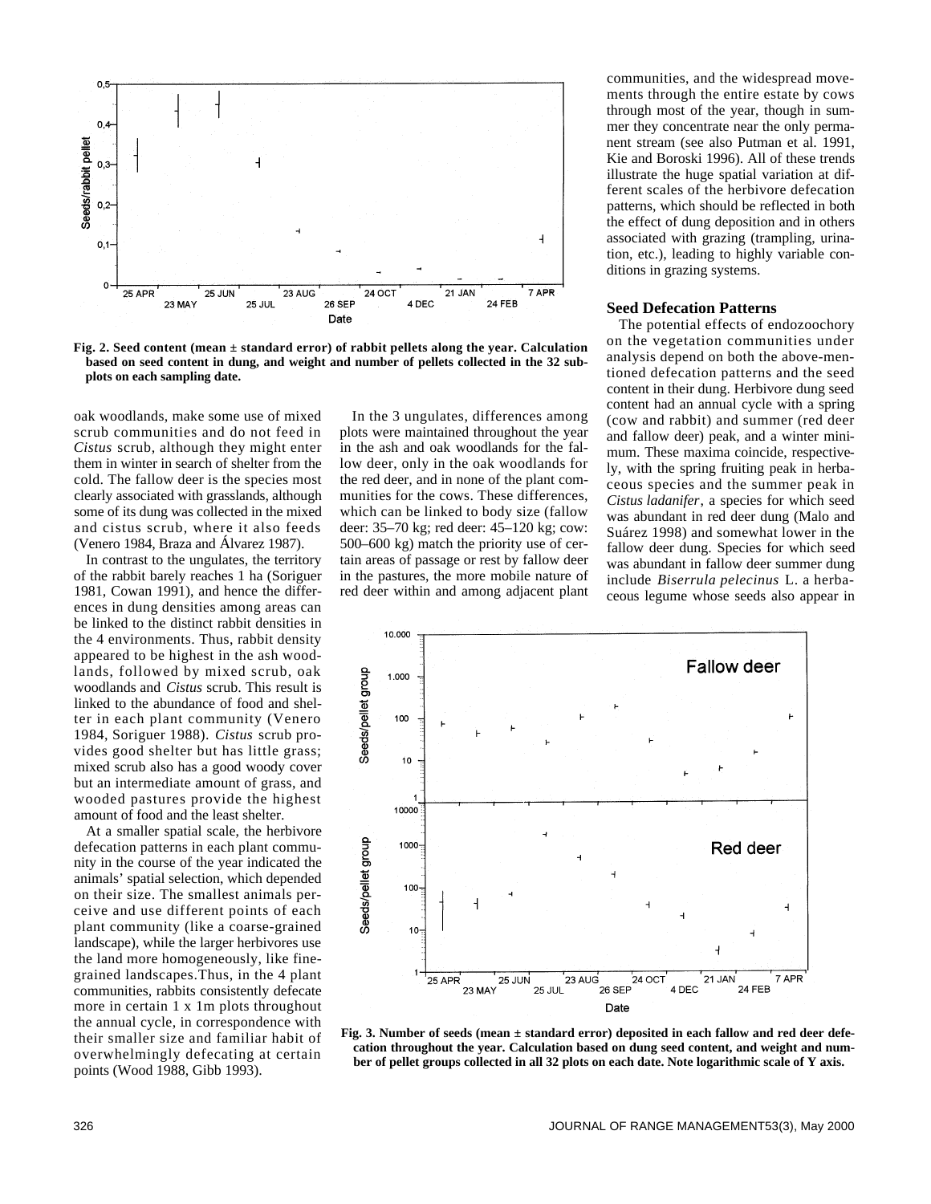Fig. 2. Seed content (mean ± standard error) of rabbit pellets along the year. Calculation based on seed content in dung, and weight and number of pellets collected in the 32 subplots on each sampling date.

oak woodlands, make some use of mixed scrub communities and do not feed in *Cistus* scrub, although they might enter them in winter in search of shelter from the cold. The fallow deer is the species most clearly associated with grasslands, although some of its dung was collected in the mixed and cistus scrub, where it also feeds (Venero 1984, Braza and Álvarez 1987).

In contrast to the ungulates, the territory of the rabbit barely reaches 1 ha (Soriguer 1981, Cowan 1991), and hence the differences in dung densities among areas can be linked to the distinct rabbit densities in the 4 environments. Thus, rabbit density appeared to be highest in the ash woodlands, followed by mixed scrub, oak woodlands and *Cistus* scrub. This result is linked to the abundance of food and shelter in each plant community (Venero 1984, Soriguer 1988). *Cistus* scrub provides good shelter but has little grass; mixed scrub also has a good woody cover but an intermediate amount of grass, and wooded pastures provide the highest amount of food and the least shelter.

At a smaller spatial scale, the herbivore defecation patterns in each plant community in the course of the year indicated the animals' spatial selection, which depended on their size. The smallest animals perceive and use different points of each plant community (like a coarse-grained landscape), while the larger herbivores use the land more homogeneously, like fine-grained landscapes. Thus, in the 4 plant communities, rabbits consistently defecate more in certain 1 x 1m plots throughout the annual cycle, in correspondence with their smaller size and familiar habit of overwhelmingly defecating at certain points (Wood 1988, Gibb 1993).

In the 3 ungulates, differences among plots were maintained throughout the year in the ash and oak woodlands for the fallow deer, only in the oak woodlands for the red deer, and in none of the plant communities for the cows. These differences, which can be linked to body size (fallow deer: 35–70 kg; red deer: 45–120 kg; cow: 500–600 kg) match the priority use of certain areas of passage or rest by fallow deer in the pastures, the more mobile nature of red deer within and among adjacent plant communities, and the widespread movements through the entire estate by cows through most of the year, though in summer they concentrate near the only permanent stream (see also Putman et al. 1991, Kie and Boroski 1996). All of these trends illustrate the huge spatial variation at different scales of the herbivore defecation patterns, which should be reflected in both the effect of dung deposition and in others associated with grazing (trampling, urination, etc.), leading to highly variable conditions in grazing systems.

## Seed Defecation Patterns

The potential effects of endozoochory on the vegetation communities under analysis depend on both the above-mentioned defecation patterns and the seed content in their dung. Herbivore dung seed content had an annual cycle with a spring (cow and rabbit) and summer (red deer and fallow deer) peak, and a winter minimum. These maxima coincide, respectively, with the spring fruiting peak in herbaceous species and the summer peak in *Cistus ladanifer*, a species for which seed was abundant in red deer dung (Malo and Suárez 1998) and somewhat lower in the fallow deer dung. Species for which seed was abundant in fallow deer summer dung include *Biserrula pelecinus* L. a herbaceous legume whose seeds also appear in

Fig. 3. Number of seeds (mean ± standard error) deposited in each fallow and red deer defecation throughout the year. Calculation based on dung seed content, and weight and number of pellet groups collected in all 32 plots on each date. Note logarithmic scale of Y axis.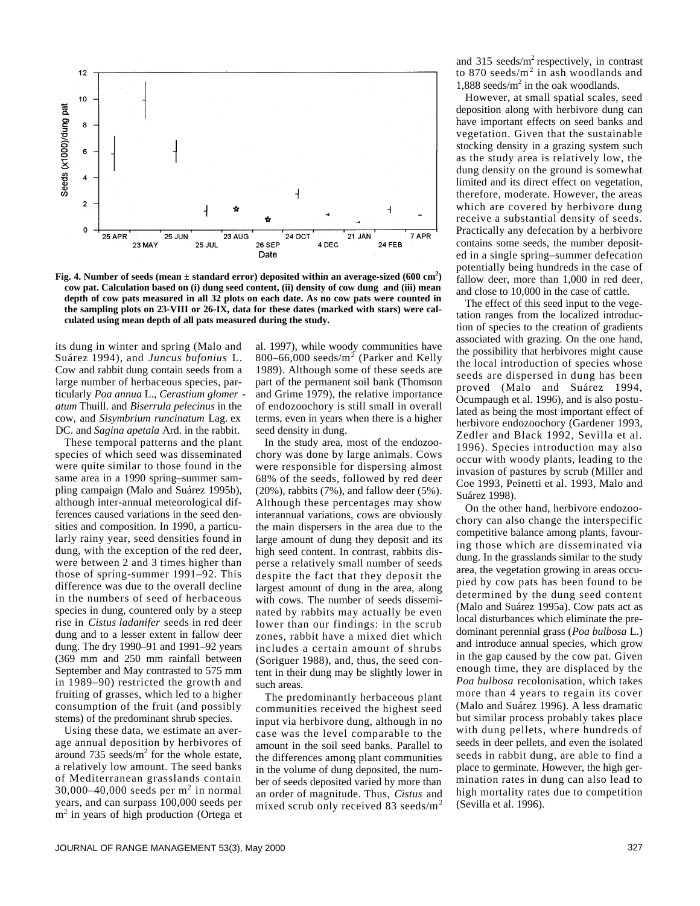Fig. 4. Number of seeds (mean ± standard error) deposited within an average-sized (600 cm$^2$) cow pat. Calculation based on (i) dung seed content, (ii) density of cow dung and (iii) mean depth of cow pats measured in all 32 plots on each date. As no cow pats were counted in the sampling plots on 23-VIII or 26-IX, data for these dates (marked with stars) were calculated using mean depth of all pats measured during the study.

its dung in winter and spring (Malo and Suárez 1994), and *Juncus bufonius* L. Cow and rabbit dung contain seeds from a large number of herbaceous species, particularly *Poa annua* L., *Cerastium glomeratum* Thuill. and *Biserrula pelecinus* in the cow, and *Sisymbrium runcinatum* Lag. ex DC. and *Sagina apetala* Ard. in the rabbit.

These temporal patterns and the plant species of which seed was disseminated were quite similar to those found in the same area in a 1990 spring–summer sampling campaign (Malo and Suárez 1995b), although inter-annual meteorological differences caused variations in the seed densities and composition. In 1990, a particularly rainy year, seed densities found in dung, with the exception of the red deer, were between 2 and 3 times higher than those of spring-summer 1991–92. This difference was due to the overall decline in the numbers of seed of herbaceous species in dung, countered only by a steep rise in *Cistus ladanifer* seeds in red deer dung and to a lesser extent in fallow deer dung. The dry 1990–91 and 1991–92 years (369 mm and 250 mm rainfall between September and May contrasted to 575 mm in 1989–90) restricted the growth and fruiting of grasses, which led to a higher consumption of the fruit (and possibly stems) of the predominant shrub species.

Using these data, we estimate an average annual deposition by herbivores of around 735 seeds/m$^2$ for the whole estate, a relatively low amount. The seed banks of Mediterranean grasslands contain 30,000–40,000 seeds per m$^2$ in normal years, and can surpass 100,000 seeds per m$^2$ in years of high production (Ortega et al. 1997), while woody communities have 800–66,000 seeds/m$^2$ (Parker and Kelly 1989). Although some of these seeds are part of the permanent soil bank (Thomson and Grime 1979), the relative importance of endozoochory is still small in overall terms, even in years when there is a higher seed density in dung.

In the study area, most of the endozoochory was done by large animals. Cows were responsible for dispersing almost 68% of the seeds, followed by red deer (20%), rabbits (7%), and fallow deer (5%). Although these percentages may show interannual variations, cows are obviously the main dispersers in the area due to the large amount of dung they deposit and its high seed content. In contrast, rabbits disperse a relatively small number of seeds despite the fact that they deposit the largest amount of dung in the area, along with cows. The number of seeds disseminated by rabbits may actually be even lower than our findings: in the scrub zones, rabbit have a mixed diet which includes a certain amount of shrubs (Soriguer 1988), and, thus, the seed content in their dung may be slightly lower in such areas.

The predominantly herbaceous plant communities received the highest seed input via herbivore dung, although in no case was the level comparable to the amount in the soil seed banks. Parallel to the differences among plant communities in the volume of dung deposited, the number of seeds deposited varied by more than an order of magnitude. Thus, *Cistus* and mixed scrub only received 83 seeds/m$^2$ and 315 seeds/m$^2$ respectively, in contrast to 870 seeds/m$^2$ in ash woodlands and 1,888 seeds/m$^2$ in the oak woodlands.

However, at small spatial scales, seed deposition along with herbivore dung can have important effects on seed banks and vegetation. Given that the sustainable stocking density in a grazing system such as the study area is relatively low, the dung density on the ground is somewhat limited and its direct effect on vegetation, therefore, moderate. However, the areas which are covered by herbivore dung receive a substantial density of seeds. Practically any defecation by a herbivore contains some seeds, the number deposited in a single spring–summer defecation potentially being hundreds in the case of fallow deer, more than 1,000 in red deer, and close to 10,000 in the case of cattle.

The effect of this seed input to the vegetation ranges from the localized introduction of species to the creation of gradients associated with grazing. On the one hand, the possibility that herbivores might cause the local introduction of species whose seeds are dispersed in dung has been proved (Malo and Suárez 1994, Ocumpaugh et al. 1996), and is also postulated as being the most important effect of herbivore endozoochory (Gardener 1993, Zedler and Black 1992, Sevilla et al. 1996). Species introduction may also occur with woody plants, leading to the invasion of pastures by scrub (Miller and Coe 1993, Peinetti et al. 1993, Malo and Suárez 1998).

On the other hand, herbivore endozoochory can also change the interspecific competitive balance among plants, favouring those which are disseminated via dung. In the grasslands similar to the study area, the vegetation growing in areas occupied by cow pats has been found to be determined by the dung seed content (Malo and Suárez 1995a). Cow pats act as local disturbances which eliminate the predominant perennial grass (*Poa bulbosa* L.) and introduce annual species, which grow in the gap caused by the cow pat. Given enough time, they are displaced by the *Poa bulbosa* recolonisation, which takes more than 4 years to regain its cover (Malo and Suárez 1996). A less dramatic but similar process probably takes place with dung pellets, where hundreds of seeds in deer pellets, and even the isolated seeds in rabbit dung, are able to find a place to germinate. However, the high germination rates in dung can also lead to high mortality rates due to competition (Sevilla et al. 1996).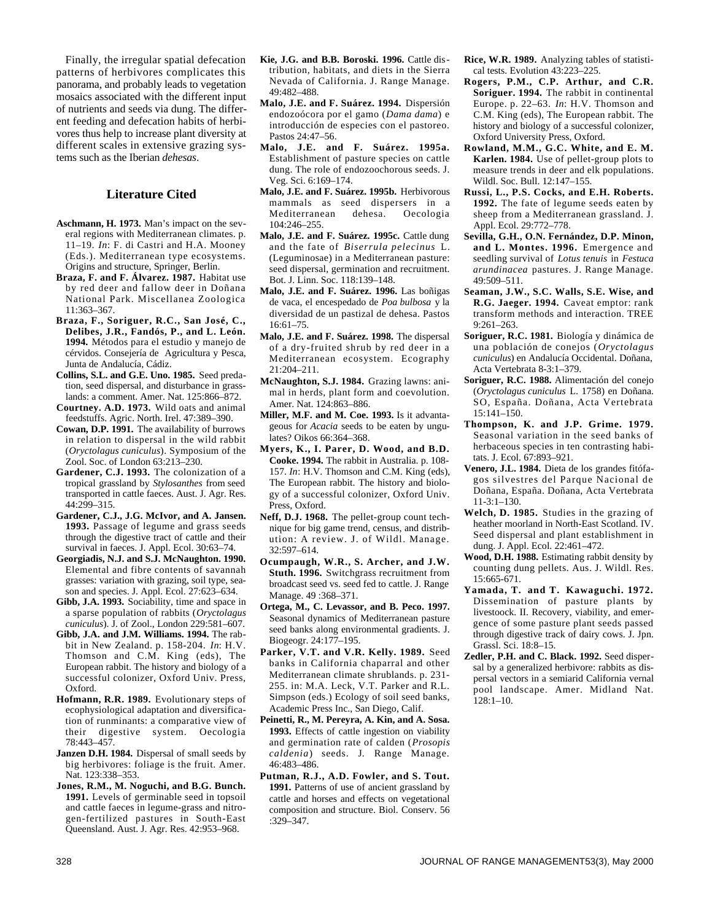Finally, the irregular spatial defecation patterns of herbivores complicates this panorama, and probably leads to vegetation mosaics associated with the different input of nutrients and seeds via dung. The different feeding and defecation habits of herbivores thus help to increase plant diversity at different scales in extensive grazing systems such as the Iberian *dehesas*.

## Literature Cited

**Aschmann, H. 1973.** Man's impact on the several regions with Mediterranean climates. p. 11–19. *In*: F. di Castri and H.A. Mooney (Eds.). Mediterranean type ecosystems. Origins and structure, Springer, Berlin.

**Braza, F. and F. Álvarez. 1987.** Habitat use by red deer and fallow deer in Doñana National Park. Miscellanea Zoologica 11:363–367.

**Braza, F., Soriguer, R.C., San José, C., Delibes, J.R., Fandós, P., and L. León. 1994.** Métodos para el estudio y manejo de cérvidos. Consejería de Agricultura y Pesca, Junta de Andalucía, Cádiz.

**Collins, S.L. and G.E. Uno. 1985.** Seed predation, seed dispersal, and disturbance in grasslands: a comment. Amer. Nat. 125:866–872.

**Courtney. A.D. 1973.** Wild oats and animal feedstuffs. Agric. North. Irel. 47:389–390.

**Cowan, D.P. 1991.** The availability of burrows in relation to dispersal in the wild rabbit (*Oryctolagus cuniculus*). Symposium of the Zool. Soc. of London 63:213–230.

**Gardener, C.J. 1993.** The colonization of a tropical grassland by *Stylosanthes* from seed transported in cattle faeces. Aust. J. Agr. Res. 44:299–315.

**Gardener, C.J., J.G. McIvor, and A. Jansen. 1993.** Passage of legume and grass seeds through the digestive tract of cattle and their survival in faeces. J. Appl. Ecol. 30:63–74.

**Georgiadis, N.J. and S.J. McNaughton. 1990.** Elemental and fibre contents of savannah grasses: variation with grazing, soil type, season and species. J. Appl. Ecol. 27:623–634.

**Gibb, J.A. 1993.** Sociability, time and space in a sparse population of rabbits (*Oryctolagus cuniculus*). J. of Zool., London 229:581–607.

**Gibb, J.A. and J.M. Williams. 1994.** The rabbit in New Zealand. p. 158-204. *In*: H.V. Thomson and C.M. King (eds), The European rabbit. The history and biology of a successful colonizer, Oxford Univ. Press, Oxford.

**Hofmann, R.R. 1989.** Evolutionary steps of ecophysiological adaptation and diversification of runminants: a comparative view of their digestive system. Oecologia 78:443–457.

**Janzen D.H. 1984.** Dispersal of small seeds by big herbivores: foliage is the fruit. Amer. Nat. 123:338–353.

**Jones, R.M., M. Noguchi, and B.G. Bunch. 1991.** Levels of germinable seed in topsoil and cattle faeces in legume-grass and nitrogen-fertilized pastures in South-East Queensland. Aust. J. Agr. Res. 42:953–968.

**Kie, J.G. and B.B. Boroski. 1996.** Cattle distribution, habitats, and diets in the Sierra Nevada of California. J. Range Manage. 49:482–488.

**Malo, J.E. and F. Suárez. 1994.** Dispersión endozoócora por el gamo (*Dama dama*) e introducción de especies con el pastoreo. Pastos 24:47–56.

**Malo, J.E. and F. Suárez. 1995a.** Establishment of pasture species on cattle dung. The role of endozoochorous seeds. J. Veg. Sci. 6:169–174.

**Malo, J.E. and F. Suárez. 1995b.** Herbivorous mammals as seed dispersers in a Mediterranean dehesa. Oecologia 104:246–255.

**Malo, J.E. and F. Suárez. 1995c.** Cattle dung and the fate of *Biserrula pelecinus* L. (Leguminosae) in a Mediterranean pasture: seed dispersal, germination and recruitment. Bot. J. Linn. Soc. 118:139–148.

**Malo, J.E. and F. Suárez. 1996.** Las boñigas de vaca, el encespedado de *Poa bulbosa* y la diversidad de un pastizal de dehesa. Pastos 16:61–75.

**Malo, J.E. and F. Suárez. 1998.** The dispersal of a dry-fruited shrub by red deer in a Mediterranean ecosystem. Ecography 21:204–211.

**McNaughton, S.J. 1984.** Grazing lawns: animal in herds, plant form and coevolution. Amer. Nat. 124:863–886.

**Miller, M.F. and M. Coe. 1993.** Is it advantageous for *Acacia* seeds to be eaten by ungulates? Oikos 66:364–368.

**Myers, K., I. Parer, D. Wood, and B.D. Cooke. 1994.** The rabbit in Australia. p. 108-157. *In*: H.V. Thomson and C.M. King (eds), The European rabbit. The history and biology of a successful colonizer, Oxford Univ. Press, Oxford.

**Neff, D.J. 1968.** The pellet-group count technique for big game trend, census, and distribution: A review. J. of Wildl. Manage. 32:597–614.

**Ocumpaugh, W.R., S. Archer, and J.W. Stuth. 1996.** Switchgrass recruitment from broadcast seed vs. seed fed to cattle. J. Range Manage. 49 :368–371.

**Ortega, M., C. Levassor, and B. Peco. 1997.** Seasonal dynamics of Mediterranean pasture seed banks along environmental gradients. J. Biogeogr. 24:177–195.

**Parker, V.T. and V.R. Kelly. 1989.** Seed banks in California chaparral and other Mediterranean climate shrublands. p. 231-255. in: M.A. Leck, V.T. Parker and R.L. Simpson (eds.) Ecology of soil seed banks, Academic Press Inc., San Diego, Calif.

**Peinetti, R., M. Pereyra, A. Kin, and A. Sosa. 1993.** Effects of cattle ingestion on viability and germination rate of calden (*Prosopis caldenia*) seeds. J. Range Manage. 46:483–486.

**Putman, R.J., A.D. Fowler, and S. Tout. 1991.** Patterns of use of ancient grassland by cattle and horses and effects on vegetational composition and structure. Biol. Conserv. 56 :329–347.

**Rice, W.R. 1989.** Analyzing tables of statistical tests. Evolution 43:223–225.

**Rogers, P.M., C.P. Arthur, and C.R. Soriguer. 1994.** The rabbit in continental Europe. p. 22–63. *In*: H.V. Thomson and C.M. King (eds), The European rabbit. The history and biology of a successful colonizer, Oxford University Press, Oxford.

**Rowland, M.M., G.C. White, and E. M. Karlen. 1984.** Use of pellet-group plots to measure trends in deer and elk populations. Wildl. Soc. Bull. 12:147–155.

**Russi, L., P.S. Cocks, and E.H. Roberts. 1992.** The fate of legume seeds eaten by sheep from a Mediterranean grassland. J. Appl. Ecol. 29:772–778.

**Sevilla, G.H., O.N. Fernández, D.P. Minon, and L. Montes. 1996.** Emergence and seedling survival of *Lotus tenuis* in *Festuca arundinacea* pastures. J. Range Manage. 49:509–511.

**Seaman, J.W., S.C. Walls, S.E. Wise, and R.G. Jaeger. 1994.** Caveat emptor: rank transform methods and interaction. TREE 9:261–263.

**Soriguer, R.C. 1981.** Biología y dinámica de una población de conejos (*Oryctolagus cuniculus*) en Andalucía Occidental. Doñana, Acta Vertebrata 8-3:1–379.

**Soriguer, R.C. 1988.** Alimentación del conejo (*Oryctolagus cuniculus* L. 1758) en Doñana. SO, España. Doñana, Acta Vertebrata 15:141–150.

**Thompson, K. and J.P. Grime. 1979.** Seasonal variation in the seed banks of herbaceous species in ten contrasting habitats. J. Ecol. 67:893–921.

**Venero, J.L. 1984.** Dieta de los grandes fitófagos silvestres del Parque Nacional de Doñana, España. Doñana, Acta Vertebrata 11-3:1–130.

**Welch, D. 1985.** Studies in the grazing of heather moorland in North-East Scotland. IV. Seed dispersal and plant establishment in dung. J. Appl. Ecol. 22:461–472.

**Wood, D.H. 1988.** Estimating rabbit density by counting dung pellets. Aus. J. Wildl. Res. 15:665-671.

**Yamada, T. and T. Kawaguchi. 1972.** Dissemination of pasture plants by livestoock. II. Recovery, viability, and emergence of some pasture plant seeds passed through digestive track of dairy cows. J. Jpn. Grassl. Sci. 18:8–15.

**Zedler, P.H. and C. Black. 1992.** Seed dispersal by a generalized herbivore: rabbits as dispersal vectors in a semiarid California vernal pool landscape. Amer. Midland Nat. 128:1–10.